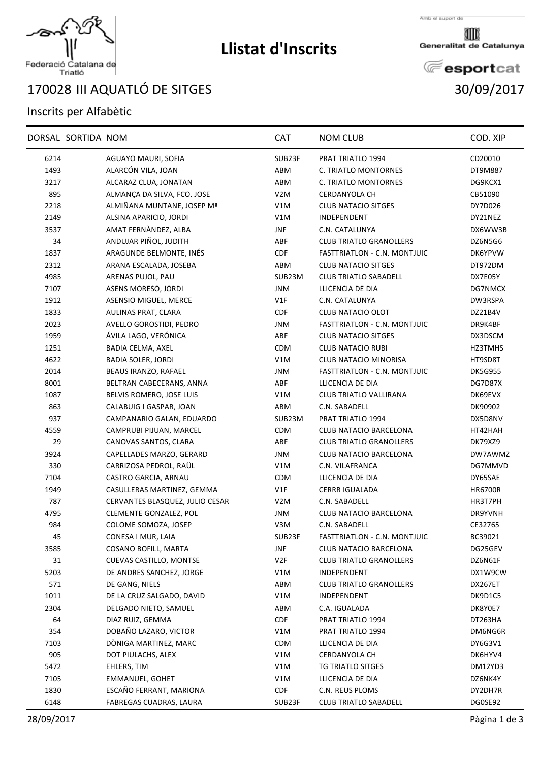# Llistat d'Inscrits

Federació Catalana de Triatló

Amb el suport de Generalitat de Catalunya esportcat

## 170028 III AQUATLÓ DE SITGES

30/09/2017

Inscrits per Alfabètic

| DORSAL | SORTIDA | NOM | CAT | NOM CLUB | COD. XIP |
|---|---|---|---|---|---|
| 6214 | | AGUAYO MAURI, SOFIA | SUB23F | PRAT TRIATLO 1994 | CD20010 |
| 1493 | | ALARCÓN VILA, JOAN | ABM | C. TRIATLO MONTORNES | DT9M887 |
| 3217 | | ALCARAZ CLUA, JONATAN | ABM | C. TRIATLO MONTORNES | DG9KCX1 |
| 895 | | ALMANÇA DA SILVA, FCO. JOSE | V2M | CERDANYOLA CH | CB51090 |
| 2218 | | ALMIÑANA MUNTANE, JOSEP Mª | V1M | CLUB NATACIO SITGES | DY7D026 |
| 2149 | | ALSINA APARICIO, JORDI | V1M | INDEPENDENT | DY21NEZ |
| 3537 | | AMAT FERNÀNDEZ, ALBA | JNF | C.N. CATALUNYA | DX6WW3B |
| 34 | | ANDUJAR PIÑOL, JUDITH | ABF | CLUB TRIATLO GRANOLLERS | DZ6N5G6 |
| 1837 | | ARAGUNDE BELMONTE, INÉS | CDF | FASTTRIATLON - C.N. MONTJUIC | DK6YPVW |
| 2312 | | ARANA ESCALADA, JOSEBA | ABM | CLUB NATACIO SITGES | DT972DM |
| 4985 | | ARENAS PUJOL, PAU | SUB23M | CLUB TRIATLO SABADELL | DX7E05Y |
| 7107 | | ASENS MORESO, JORDI | JNM | LLICENCIA DE DIA | DG7NMCX |
| 1912 | | ASENSIO MIGUEL, MERCE | V1F | C.N. CATALUNYA | DW3RSPA |
| 1833 | | AULINAS PRAT, CLARA | CDF | CLUB NATACIO OLOT | DZ21B4V |
| 2023 | | AVELLO GOROSTIDI, PEDRO | JNM | FASTTRIATLON - C.N. MONTJUIC | DR9K4BF |
| 1959 | | ÁVILA LAGO, VERÓNICA | ABF | CLUB NATACIO SITGES | DX3DSCM |
| 1251 | | BADIA CELMA, AXEL | CDM | CLUB NATACIO RUBI | HZ3TMHS |
| 4622 | | BADIA SOLER, JORDI | V1M | CLUB NATACIO MINORISA | HT9SD8T |
| 2014 | | BEAUS IRANZO, RAFAEL | JNM | FASTTRIATLON - C.N. MONTJUIC | DK5G955 |
| 8001 | | BELTRAN CABECERANS, ANNA | ABF | LLICENCIA DE DIA | DG7D87X |
| 1087 | | BELVIS ROMERO, JOSE LUIS | V1M | CLUB TRIATLO VALLIRANA | DK69EVX |
| 863 | | CALABUIG I GASPAR, JOAN | ABM | C.N. SABADELL | DK90902 |
| 937 | | CAMPANARIO GALAN, EDUARDO | SUB23M | PRAT TRIATLO 1994 | DX5D8NV |
| 4559 | | CAMPRUBI PIJUAN, MARCEL | CDM | CLUB NATACIO BARCELONA | HT42HAH |
| 29 | | CANOVAS SANTOS, CLARA | ABF | CLUB TRIATLO GRANOLLERS | DK79XZ9 |
| 3924 | | CAPELLADES MARZO, GERARD | JNM | CLUB NATACIO BARCELONA | DW7AWMZ |
| 330 | | CARRIZOSA PEDROL, RAÜL | V1M | C.N. VILAFRANCA | DG7MMVD |
| 7104 | | CASTRO GARCIA, ARNAU | CDM | LLICENCIA DE DIA | DY65SAE |
| 1949 | | CASULLERAS MARTINEZ, GEMMA | V1F | CERRR IGUALADA | HR6700R |
| 787 | | CERVANTES BLASQUEZ, JULIO CESAR | V2M | C.N. SABADELL | HR3T7PH |
| 4795 | | CLEMENTE GONZALEZ, POL | JNM | CLUB NATACIO BARCELONA | DR9YVNH |
| 984 | | COLOME SOMOZA, JOSEP | V3M | C.N. SABADELL | CE32765 |
| 45 | | CONESA I MUR, LAIA | SUB23F | FASTTRIATLON - C.N. MONTJUIC | BC39021 |
| 3585 | | COSANO BOFILL, MARTA | JNF | CLUB NATACIO BARCELONA | DG25GEV |
| 31 | | CUEVAS CASTILLO, MONTSE | V2F | CLUB TRIATLO GRANOLLERS | DZ6N61F |
| 5203 | | DE ANDRES SANCHEZ, JORGE | V1M | INDEPENDENT | DX1W9CW |
| 571 | | DE GANG, NIELS | ABM | CLUB TRIATLO GRANOLLERS | DX267ET |
| 1011 | | DE LA CRUZ SALGADO, DAVID | V1M | INDEPENDENT | DK9D1C5 |
| 2304 | | DELGADO NIETO, SAMUEL | ABM | C.A. IGUALADA | DK8Y0E7 |
| 64 | | DIAZ RUIZ, GEMMA | CDF | PRAT TRIATLO 1994 | DT263HA |
| 354 | | DOBAÑO LAZARO, VICTOR | V1M | PRAT TRIATLO 1994 | DM6NG6R |
| 7103 | | DÒNIGA MARTINEZ, MARC | CDM | LLICENCIA DE DIA | DY6G3V1 |
| 905 | | DOT PIULACHS, ALEX | V1M | CERDANYOLA CH | DK6HYV4 |
| 5472 | | EHLERS, TIM | V1M | TG TRIATLO SITGES | DM12YD3 |
| 7105 | | EMMANUEL, GOHET | V1M | LLICENCIA DE DIA | DZ6NK4Y |
| 1830 | | ESCAÑO FERRANT, MARIONA | CDF | C.N. REUS PLOMS | DY2DH7R |
| 6148 | | FABREGAS CUADRAS, LAURA | SUB23F | CLUB TRIATLO SABADELL | DG0SE92 |

28/09/2017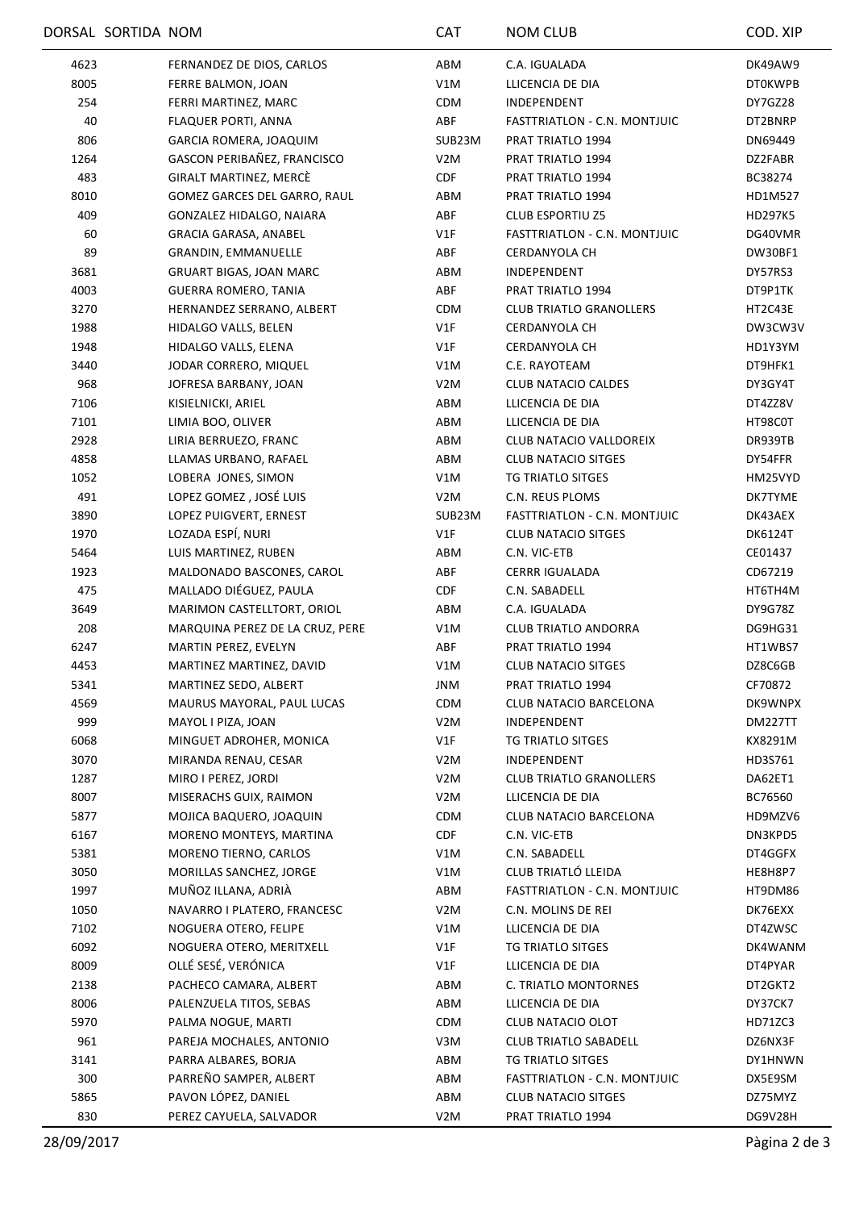| DORSAL | SORTIDA | NOM | CAT | NOM CLUB | COD. XIP |
|---|---|---|---|---|---|
| 4623 | | FERNANDEZ DE DIOS, CARLOS | ABM | C.A. IGUALADA | DK49AW9 |
| 8005 | | FERRE BALMON, JOAN | V1M | LLICENCIA DE DIA | DT0KWPB |
| 254 | | FERRI MARTINEZ, MARC | CDM | INDEPENDENT | DY7GZ28 |
| 40 | | FLAQUER PORTI, ANNA | ABF | FASTTRIATLON - C.N. MONTJUIC | DT2BNRP |
| 806 | | GARCIA ROMERA, JOAQUIM | SUB23M | PRAT TRIATLO 1994 | DN69449 |
| 1264 | | GASCON PERIBAÑEZ, FRANCISCO | V2M | PRAT TRIATLO 1994 | DZ2FABR |
| 483 | | GIRALT MARTINEZ, MERCÈ | CDF | PRAT TRIATLO 1994 | BC38274 |
| 8010 | | GOMEZ GARCES DEL GARRO, RAUL | ABM | PRAT TRIATLO 1994 | HD1M527 |
| 409 | | GONZALEZ HIDALGO, NAIARA | ABF | CLUB ESPORTIU Z5 | HD297K5 |
| 60 | | GRACIA GARASA, ANABEL | V1F | FASTTRIATLON - C.N. MONTJUIC | DG40VMR |
| 89 | | GRANDIN, EMMANUELLE | ABF | CERDANYOLA CH | DW30BF1 |
| 3681 | | GRUART BIGAS, JOAN MARC | ABM | INDEPENDENT | DY57RS3 |
| 4003 | | GUERRA ROMERO, TANIA | ABF | PRAT TRIATLO 1994 | DT9P1TK |
| 3270 | | HERNANDEZ SERRANO, ALBERT | CDM | CLUB TRIATLO GRANOLLERS | HT2C43E |
| 1988 | | HIDALGO VALLS, BELEN | V1F | CERDANYOLA CH | DW3CW3V |
| 1948 | | HIDALGO VALLS, ELENA | V1F | CERDANYOLA CH | HD1Y3YM |
| 3440 | | JODAR CORRERO, MIQUEL | V1M | C.E. RAYOTEAM | DT9HFK1 |
| 968 | | JOFRESA BARBANY, JOAN | V2M | CLUB NATACIO CALDES | DY3GY4T |
| 7106 | | KISIELNICKI, ARIEL | ABM | LLICENCIA DE DIA | DT4ZZ8V |
| 7101 | | LIMIA BOO, OLIVER | ABM | LLICENCIA DE DIA | HT98C0T |
| 2928 | | LIRIA BERRUEZO, FRANC | ABM | CLUB NATACIO VALLDOREIX | DR939TB |
| 4858 | | LLAMAS URBANO, RAFAEL | ABM | CLUB NATACIO SITGES | DY54FFR |
| 1052 | | LOBERA JONES, SIMON | V1M | TG TRIATLO SITGES | HM25VYD |
| 491 | | LOPEZ GOMEZ , JOSÉ LUIS | V2M | C.N. REUS PLOMS | DK7TYME |
| 3890 | | LOPEZ PUIGVERT, ERNEST | SUB23M | FASTTRIATLON - C.N. MONTJUIC | DK43AEX |
| 1970 | | LOZADA ESPÍ, NURI | V1F | CLUB NATACIO SITGES | DK6124T |
| 5464 | | LUIS MARTINEZ, RUBEN | ABM | C.N. VIC-ETB | CE01437 |
| 1923 | | MALDONADO BASCONES, CAROL | ABF | CERRR IGUALADA | CD67219 |
| 475 | | MALLADO DIÉGUEZ, PAULA | CDF | C.N. SABADELL | HT6TH4M |
| 3649 | | MARIMON CASTELLTORT, ORIOL | ABM | C.A. IGUALADA | DY9G78Z |
| 208 | | MARQUINA PEREZ DE LA CRUZ, PERE | V1M | CLUB TRIATLO ANDORRA | DG9HG31 |
| 6247 | | MARTIN PEREZ, EVELYN | ABF | PRAT TRIATLO 1994 | HT1WBS7 |
| 4453 | | MARTINEZ MARTINEZ, DAVID | V1M | CLUB NATACIO SITGES | DZ8C6GB |
| 5341 | | MARTINEZ SEDO, ALBERT | JNM | PRAT TRIATLO 1994 | CF70872 |
| 4569 | | MAURUS MAYORAL, PAUL LUCAS | CDM | CLUB NATACIO BARCELONA | DK9WNPX |
| 999 | | MAYOL I PIZA, JOAN | V2M | INDEPENDENT | DM227TT |
| 6068 | | MINGUET ADROHER, MONICA | V1F | TG TRIATLO SITGES | KX8291M |
| 3070 | | MIRANDA RENAU, CESAR | V2M | INDEPENDENT | HD3S761 |
| 1287 | | MIRO I PEREZ, JORDI | V2M | CLUB TRIATLO GRANOLLERS | DA62ET1 |
| 8007 | | MISERACHS GUIX, RAIMON | V2M | LLICENCIA DE DIA | BC76560 |
| 5877 | | MOJICA BAQUERO, JOAQUIN | CDM | CLUB NATACIO BARCELONA | HD9MZV6 |
| 6167 | | MORENO MONTEYS, MARTINA | CDF | C.N. VIC-ETB | DN3KPD5 |
| 5381 | | MORENO TIERNO, CARLOS | V1M | C.N. SABADELL | DT4GGFX |
| 3050 | | MORILLAS SANCHEZ, JORGE | V1M | CLUB TRIATLÓ LLEIDA | HE8H8P7 |
| 1997 | | MUÑOZ ILLANA, ADRIÀ | ABM | FASTTRIATLON - C.N. MONTJUIC | HT9DM86 |
| 1050 | | NAVARRO I PLATERO, FRANCESC | V2M | C.N. MOLINS DE REI | DK76EXX |
| 7102 | | NOGUERA OTERO, FELIPE | V1M | LLICENCIA DE DIA | DT4ZWSC |
| 6092 | | NOGUERA OTERO, MERITXELL | V1F | TG TRIATLO SITGES | DK4WANM |
| 8009 | | OLLÉ SESÉ, VERÓNICA | V1F | LLICENCIA DE DIA | DT4PYAR |
| 2138 | | PACHECO CAMARA, ALBERT | ABM | C. TRIATLO MONTORNES | DT2GKT2 |
| 8006 | | PALENZUELA TITOS, SEBAS | ABM | LLICENCIA DE DIA | DY37CK7 |
| 5970 | | PALMA NOGUE, MARTI | CDM | CLUB NATACIO OLOT | HD71ZC3 |
| 961 | | PAREJA MOCHALES, ANTONIO | V3M | CLUB TRIATLO SABADELL | DZ6NX3F |
| 3141 | | PARRA ALBARES, BORJA | ABM | TG TRIATLO SITGES | DY1HNWN |
| 300 | | PARREÑO SAMPER, ALBERT | ABM | FASTTRIATLON - C.N. MONTJUIC | DX5E9SM |
| 5865 | | PAVON LÓPEZ, DANIEL | ABM | CLUB NATACIO SITGES | DZ75MYZ |
| 830 | | PEREZ CAYUELA, SALVADOR | V2M | PRAT TRIATLO 1994 | DG9V28H |

28/09/2017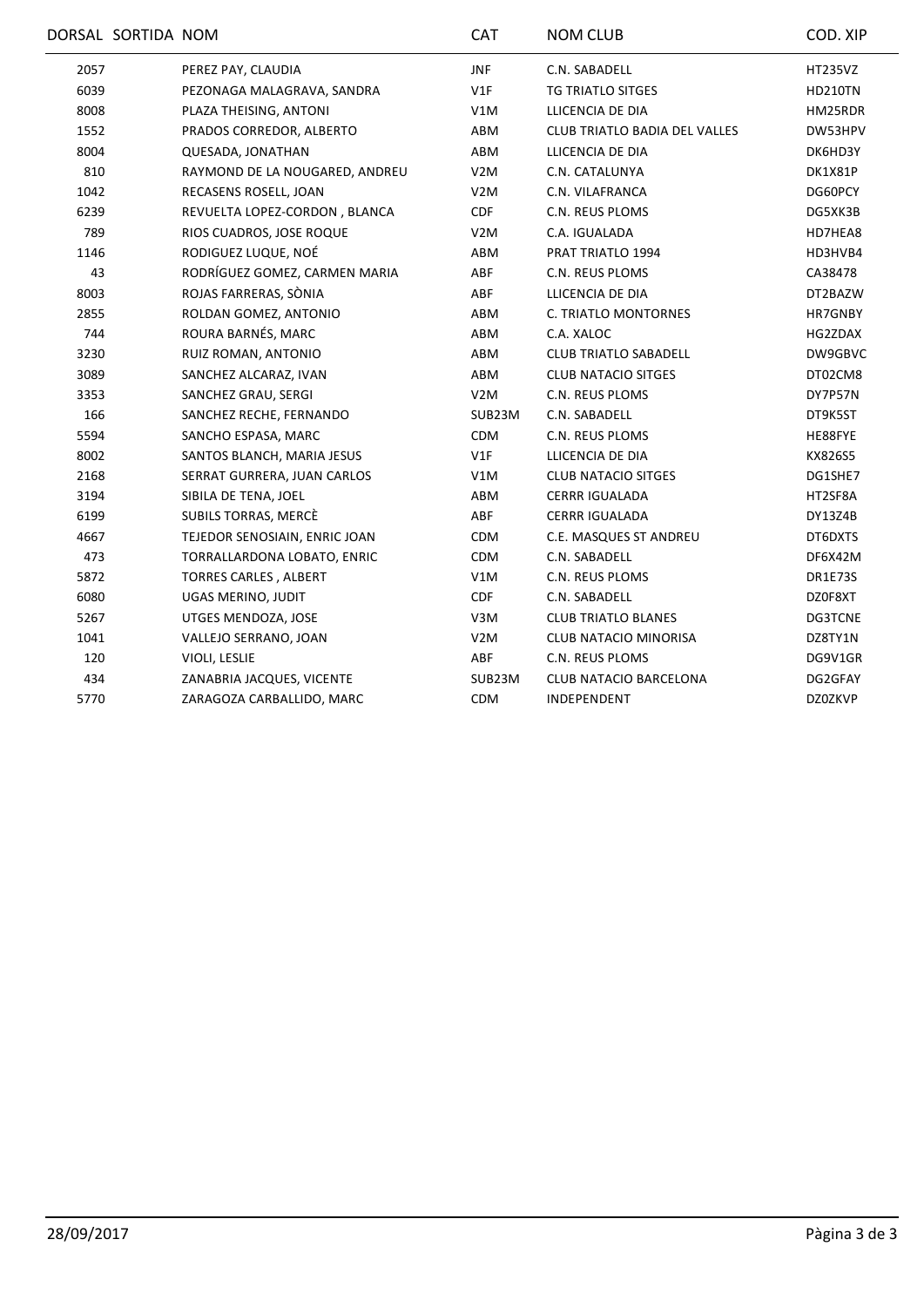| DORSAL | SORTIDA | NOM | CAT | NOM CLUB | COD. XIP |
|---|---|---|---|---|---|
| 2057 | | PEREZ PAY, CLAUDIA | JNF | C.N. SABADELL | HT235VZ |
| 6039 | | PEZONAGA MALAGRAVA, SANDRA | V1F | TG TRIATLO SITGES | HD210TN |
| 8008 | | PLAZA THEISING, ANTONI | V1M | LLICENCIA DE DIA | HM25RDR |
| 1552 | | PRADOS CORREDOR, ALBERTO | ABM | CLUB TRIATLO BADIA DEL VALLES | DW53HPV |
| 8004 | | QUESADA, JONATHAN | ABM | LLICENCIA DE DIA | DK6HD3Y |
| 810 | | RAYMOND DE LA NOUGARED, ANDREU | V2M | C.N. CATALUNYA | DK1X81P |
| 1042 | | RECASENS ROSELL, JOAN | V2M | C.N. VILAFRANCA | DG60PCY |
| 6239 | | REVUELTA LOPEZ-CORDON , BLANCA | CDF | C.N. REUS PLOMS | DG5XK3B |
| 789 | | RIOS CUADROS, JOSE ROQUE | V2M | C.A. IGUALADA | HD7HEA8 |
| 1146 | | RODIGUEZ LUQUE, NOÉ | ABM | PRAT TRIATLO 1994 | HD3HVB4 |
| 43 | | RODRÍGUEZ GOMEZ, CARMEN MARIA | ABF | C.N. REUS PLOMS | CA38478 |
| 8003 | | ROJAS FARRERAS, SÒNIA | ABF | LLICENCIA DE DIA | DT2BAZW |
| 2855 | | ROLDAN GOMEZ, ANTONIO | ABM | C. TRIATLO MONTORNES | HR7GNBY |
| 744 | | ROURA BARNÉS, MARC | ABM | C.A. XALOC | HG2ZDAX |
| 3230 | | RUIZ ROMAN, ANTONIO | ABM | CLUB TRIATLO SABADELL | DW9GBVC |
| 3089 | | SANCHEZ ALCARAZ, IVAN | ABM | CLUB NATACIO SITGES | DT02CM8 |
| 3353 | | SANCHEZ GRAU, SERGI | V2M | C.N. REUS PLOMS | DY7P57N |
| 166 | | SANCHEZ RECHE, FERNANDO | SUB23M | C.N. SABADELL | DT9K5ST |
| 5594 | | SANCHO ESPASA, MARC | CDM | C.N. REUS PLOMS | HE88FYE |
| 8002 | | SANTOS BLANCH, MARIA JESUS | V1F | LLICENCIA DE DIA | KX826S5 |
| 2168 | | SERRAT GURRERA, JUAN CARLOS | V1M | CLUB NATACIO SITGES | DG1SHE7 |
| 3194 | | SIBILA DE TENA, JOEL | ABM | CERRR IGUALADA | HT2SF8A |
| 6199 | | SUBILS TORRAS, MERCÈ | ABF | CERRR IGUALADA | DY13Z4B |
| 4667 | | TEJEDOR SENOSIAIN, ENRIC JOAN | CDM | C.E. MASQUES ST ANDREU | DT6DXTS |
| 473 | | TORRALLARDONA LOBATO, ENRIC | CDM | C.N. SABADELL | DF6X42M |
| 5872 | | TORRES CARLES , ALBERT | V1M | C.N. REUS PLOMS | DR1E73S |
| 6080 | | UGAS MERINO, JUDIT | CDF | C.N. SABADELL | DZ0F8XT |
| 5267 | | UTGES MENDOZA, JOSE | V3M | CLUB TRIATLO BLANES | DG3TCNE |
| 1041 | | VALLEJO SERRANO, JOAN | V2M | CLUB NATACIO MINORISA | DZ8TY1N |
| 120 | | VIOLI, LESLIE | ABF | C.N. REUS PLOMS | DG9V1GR |
| 434 | | ZANABRIA JACQUES, VICENTE | SUB23M | CLUB NATACIO BARCELONA | DG2GFAY |
| 5770 | | ZARAGOZA CARBALLIDO, MARC | CDM | INDEPENDENT | DZ0ZKVP |

28/09/2017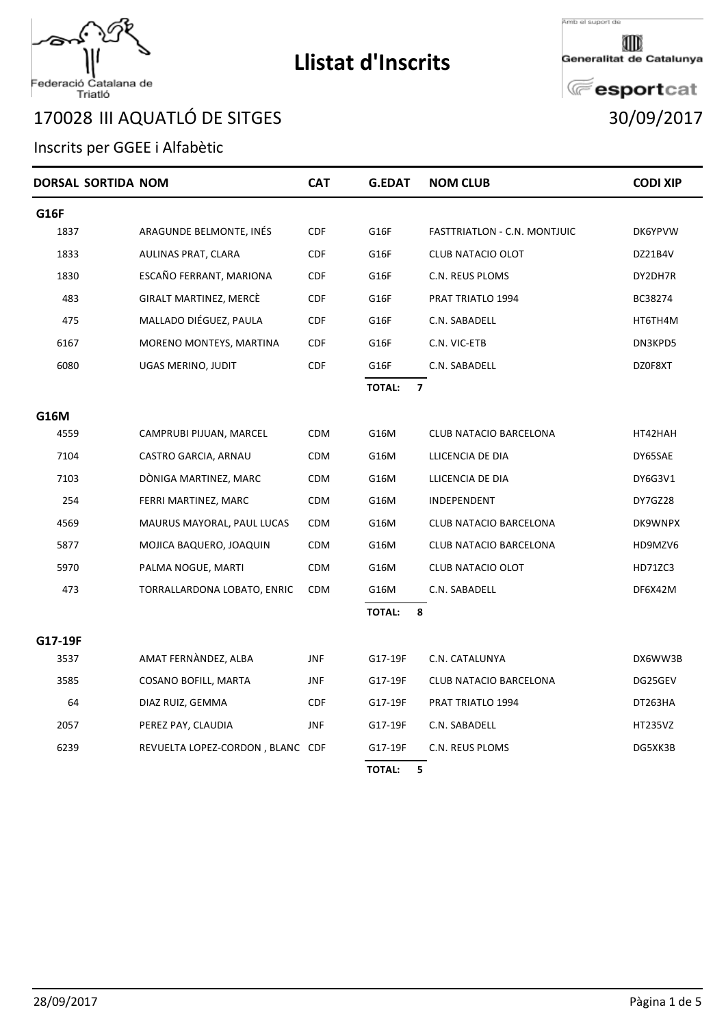# Llistat d'Inscrits

Federació Catalana de Triatló

Amb el suport de Generalitat de Catalunya esportcat

## 170028 III AQUATLÓ DE SITGES

30/09/2017

Inscrits per GGEE i Alfabètic

| DORSAL | SORTIDA | NOM | CAT | G.EDAT | NOM CLUB | CODI XIP |
|---|---|---|---|---|---|---|
| **G16F** | | | | | | |
| 1837 | | ARAGUNDE BELMONTE, INÉS | CDF | G16F | FASTTRIATLON - C.N. MONTJUIC | DK6YPVW |
| 1833 | | AULINAS PRAT, CLARA | CDF | G16F | CLUB NATACIO OLOT | DZ21B4V |
| 1830 | | ESCAÑO FERRANT, MARIONA | CDF | G16F | C.N. REUS PLOMS | DY2DH7R |
| 483 | | GIRALT MARTINEZ, MERCÈ | CDF | G16F | PRAT TRIATLO 1994 | BC38274 |
| 475 | | MALLADO DIÉGUEZ, PAULA | CDF | G16F | C.N. SABADELL | HT6TH4M |
| 6167 | | MORENO MONTEYS, MARTINA | CDF | G16F | C.N. VIC-ETB | DN3KPD5 |
| 6080 | | UGAS MERINO, JUDIT | CDF | G16F | C.N. SABADELL | DZ0F8XT |
| | | | | **TOTAL: 7** | | |
| **G16M** | | | | | | |
| 4559 | | CAMPRUBI PIJUAN, MARCEL | CDM | G16M | CLUB NATACIO BARCELONA | HT42HAH |
| 7104 | | CASTRO GARCIA, ARNAU | CDM | G16M | LLICENCIA DE DIA | DY65SAE |
| 7103 | | DÒNIGA MARTINEZ, MARC | CDM | G16M | LLICENCIA DE DIA | DY6G3V1 |
| 254 | | FERRI MARTINEZ, MARC | CDM | G16M | INDEPENDENT | DY7GZ28 |
| 4569 | | MAURUS MAYORAL, PAUL LUCAS | CDM | G16M | CLUB NATACIO BARCELONA | DK9WNPX |
| 5877 | | MOJICA BAQUERO, JOAQUIN | CDM | G16M | CLUB NATACIO BARCELONA | HD9MZV6 |
| 5970 | | PALMA NOGUE, MARTI | CDM | G16M | CLUB NATACIO OLOT | HD71ZC3 |
| 473 | | TORRALLARDONA LOBATO, ENRIC | CDM | G16M | C.N. SABADELL | DF6X42M |
| | | | | **TOTAL: 8** | | |
| **G17-19F** | | | | | | |
| 3537 | | AMAT FERNÀNDEZ, ALBA | JNF | G17-19F | C.N. CATALUNYA | DX6WW3B |
| 3585 | | COSANO BOFILL, MARTA | JNF | G17-19F | CLUB NATACIO BARCELONA | DG25GEV |
| 64 | | DIAZ RUIZ, GEMMA | CDF | G17-19F | PRAT TRIATLO 1994 | DT263HA |
| 2057 | | PEREZ PAY, CLAUDIA | JNF | G17-19F | C.N. SABADELL | HT235VZ |
| 6239 | | REVUELTA LOPEZ-CORDON , BLANC | CDF | G17-19F | C.N. REUS PLOMS | DG5XK3B |
| | | | | **TOTAL: 5** | | |

28/09/2017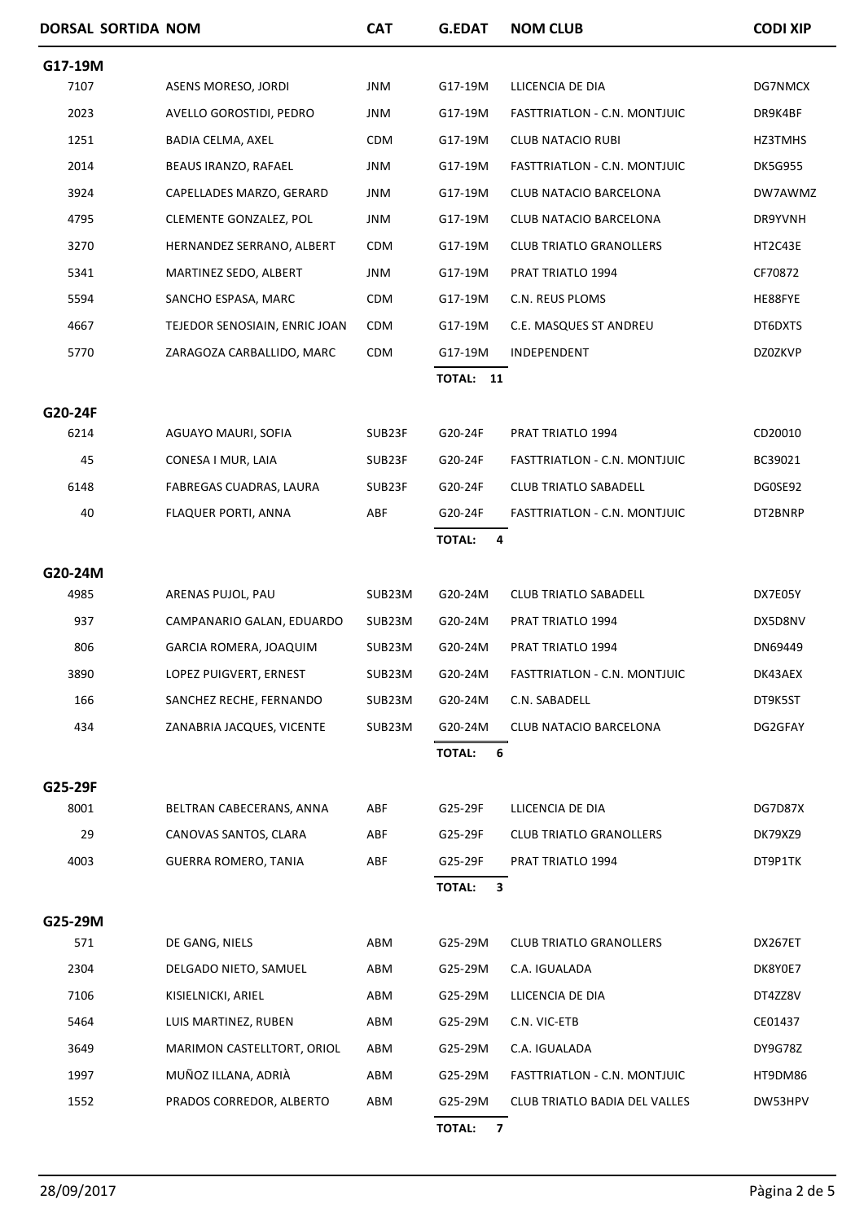| DORSAL SORTIDA | NOM | CAT | G.EDAT | NOM CLUB | CODI XIP |
|---|---|---|---|---|---|
| **G17-19M** | | | | | |
| 7107 | ASENS MORESO, JORDI | JNM | G17-19M | LLICENCIA DE DIA | DG7NMCX |
| 2023 | AVELLO GOROSTIDI, PEDRO | JNM | G17-19M | FASTTRIATLON - C.N. MONTJUIC | DR9K4BF |
| 1251 | BADIA CELMA, AXEL | CDM | G17-19M | CLUB NATACIO RUBI | HZ3TMHS |
| 2014 | BEAUS IRANZO, RAFAEL | JNM | G17-19M | FASTTRIATLON - C.N. MONTJUIC | DK5G955 |
| 3924 | CAPELLADES MARZO, GERARD | JNM | G17-19M | CLUB NATACIO BARCELONA | DW7AWMZ |
| 4795 | CLEMENTE GONZALEZ, POL | JNM | G17-19M | CLUB NATACIO BARCELONA | DR9YVNH |
| 3270 | HERNANDEZ SERRANO, ALBERT | CDM | G17-19M | CLUB TRIATLO GRANOLLERS | HT2C43E |
| 5341 | MARTINEZ SEDO, ALBERT | JNM | G17-19M | PRAT TRIATLO 1994 | CF70872 |
| 5594 | SANCHO ESPASA, MARC | CDM | G17-19M | C.N. REUS PLOMS | HE88FYE |
| 4667 | TEJEDOR SENOSIAIN, ENRIC JOAN | CDM | G17-19M | C.E. MASQUES ST ANDREU | DT6DXTS |
| 5770 | ZARAGOZA CARBALLIDO, MARC | CDM | G17-19M | INDEPENDENT | DZ0ZKVP |
| | | | **TOTAL: 11** | | |
| **G20-24F** | | | | | |
| 6214 | AGUAYO MAURI, SOFIA | SUB23F | G20-24F | PRAT TRIATLO 1994 | CD20010 |
| 45 | CONESA I MUR, LAIA | SUB23F | G20-24F | FASTTRIATLON - C.N. MONTJUIC | BC39021 |
| 6148 | FABREGAS CUADRAS, LAURA | SUB23F | G20-24F | CLUB TRIATLO SABADELL | DG0SE92 |
| 40 | FLAQUER PORTI, ANNA | ABF | G20-24F | FASTTRIATLON - C.N. MONTJUIC | DT2BNRP |
| | | | **TOTAL: 4** | | |
| **G20-24M** | | | | | |
| 4985 | ARENAS PUJOL, PAU | SUB23M | G20-24M | CLUB TRIATLO SABADELL | DX7E05Y |
| 937 | CAMPANARIO GALAN, EDUARDO | SUB23M | G20-24M | PRAT TRIATLO 1994 | DX5D8NV |
| 806 | GARCIA ROMERA, JOAQUIM | SUB23M | G20-24M | PRAT TRIATLO 1994 | DN69449 |
| 3890 | LOPEZ PUIGVERT, ERNEST | SUB23M | G20-24M | FASTTRIATLON - C.N. MONTJUIC | DK43AEX |
| 166 | SANCHEZ RECHE, FERNANDO | SUB23M | G20-24M | C.N. SABADELL | DT9K5ST |
| 434 | ZANABRIA JACQUES, VICENTE | SUB23M | G20-24M | CLUB NATACIO BARCELONA | DG2GFAY |
| | | | **TOTAL: 6** | | |
| **G25-29F** | | | | | |
| 8001 | BELTRAN CABECERANS, ANNA | ABF | G25-29F | LLICENCIA DE DIA | DG7D87X |
| 29 | CANOVAS SANTOS, CLARA | ABF | G25-29F | CLUB TRIATLO GRANOLLERS | DK79XZ9 |
| 4003 | GUERRA ROMERO, TANIA | ABF | G25-29F | PRAT TRIATLO 1994 | DT9P1TK |
| | | | **TOTAL: 3** | | |
| **G25-29M** | | | | | |
| 571 | DE GANG, NIELS | ABM | G25-29M | CLUB TRIATLO GRANOLLERS | DX267ET |
| 2304 | DELGADO NIETO, SAMUEL | ABM | G25-29M | C.A. IGUALADA | DK8Y0E7 |
| 7106 | KISIELNICKI, ARIEL | ABM | G25-29M | LLICENCIA DE DIA | DT4ZZ8V |
| 5464 | LUIS MARTINEZ, RUBEN | ABM | G25-29M | C.N. VIC-ETB | CE01437 |
| 3649 | MARIMON CASTELLTORT, ORIOL | ABM | G25-29M | C.A. IGUALADA | DY9G78Z |
| 1997 | MUÑOZ ILLANA, ADRIÀ | ABM | G25-29M | FASTTRIATLON - C.N. MONTJUIC | HT9DM86 |
| 1552 | PRADOS CORREDOR, ALBERTO | ABM | G25-29M | CLUB TRIATLO BADIA DEL VALLES | DW53HPV |
| | | | **TOTAL: 7** | | |

28/09/2017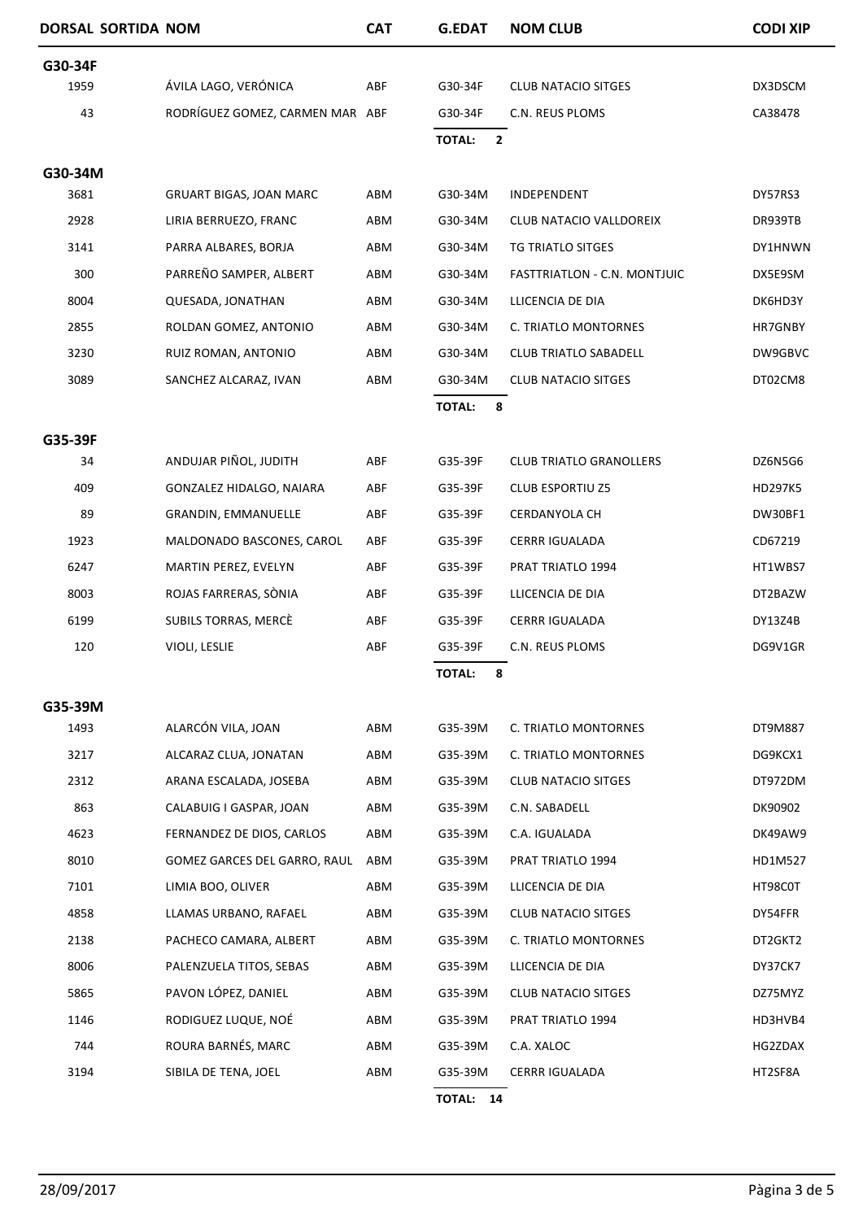| DORSAL | SORTIDA | NOM | CAT | G.EDAT | NOM CLUB | CODI XIP |
|---|---|---|---|---|---|---|
| **G30-34F** | | | | | | |
| 1959 | | ÁVILA LAGO, VERÓNICA | ABF | G30-34F | CLUB NATACIO SITGES | DX3DSCM |
| 43 | | RODRÍGUEZ GOMEZ, CARMEN MAR | ABF | G30-34F | C.N. REUS PLOMS | CA38478 |
| | | | | **TOTAL: 2** | | |
| **G30-34M** | | | | | | |
| 3681 | | GRUART BIGAS, JOAN MARC | ABM | G30-34M | INDEPENDENT | DY57RS3 |
| 2928 | | LIRIA BERRUEZO, FRANC | ABM | G30-34M | CLUB NATACIO VALLDOREIX | DR939TB |
| 3141 | | PARRA ALBARES, BORJA | ABM | G30-34M | TG TRIATLO SITGES | DY1HNWN |
| 300 | | PARREÑO SAMPER, ALBERT | ABM | G30-34M | FASTTRIATLON - C.N. MONTJUIC | DX5E9SM |
| 8004 | | QUESADA, JONATHAN | ABM | G30-34M | LLICENCIA DE DIA | DK6HD3Y |
| 2855 | | ROLDAN GOMEZ, ANTONIO | ABM | G30-34M | C. TRIATLO MONTORNES | HR7GNBY |
| 3230 | | RUIZ ROMAN, ANTONIO | ABM | G30-34M | CLUB TRIATLO SABADELL | DW9GBVC |
| 3089 | | SANCHEZ ALCARAZ, IVAN | ABM | G30-34M | CLUB NATACIO SITGES | DT02CM8 |
| | | | | **TOTAL: 8** | | |
| **G35-39F** | | | | | | |
| 34 | | ANDUJAR PIÑOL, JUDITH | ABF | G35-39F | CLUB TRIATLO GRANOLLERS | DZ6N5G6 |
| 409 | | GONZALEZ HIDALGO, NAIARA | ABF | G35-39F | CLUB ESPORTIU Z5 | HD297K5 |
| 89 | | GRANDIN, EMMANUELLE | ABF | G35-39F | CERDANYOLA CH | DW30BF1 |
| 1923 | | MALDONADO BASCONES, CAROL | ABF | G35-39F | CERRR IGUALADA | CD67219 |
| 6247 | | MARTIN PEREZ, EVELYN | ABF | G35-39F | PRAT TRIATLO 1994 | HT1WBS7 |
| 8003 | | ROJAS FARRERAS, SÒNIA | ABF | G35-39F | LLICENCIA DE DIA | DT2BAZW |
| 6199 | | SUBILS TORRAS, MERCÈ | ABF | G35-39F | CERRR IGUALADA | DY13Z4B |
| 120 | | VIOLI, LESLIE | ABF | G35-39F | C.N. REUS PLOMS | DG9V1GR |
| | | | | **TOTAL: 8** | | |
| **G35-39M** | | | | | | |
| 1493 | | ALARCÓN VILA, JOAN | ABM | G35-39M | C. TRIATLO MONTORNES | DT9M887 |
| 3217 | | ALCARAZ CLUA, JONATAN | ABM | G35-39M | C. TRIATLO MONTORNES | DG9KCX1 |
| 2312 | | ARANA ESCALADA, JOSEBA | ABM | G35-39M | CLUB NATACIO SITGES | DT972DM |
| 863 | | CALABUIG I GASPAR, JOAN | ABM | G35-39M | C.N. SABADELL | DK90902 |
| 4623 | | FERNANDEZ DE DIOS, CARLOS | ABM | G35-39M | C.A. IGUALADA | DK49AW9 |
| 8010 | | GOMEZ GARCES DEL GARRO, RAUL | ABM | G35-39M | PRAT TRIATLO 1994 | HD1M527 |
| 7101 | | LIMIA BOO, OLIVER | ABM | G35-39M | LLICENCIA DE DIA | HT98C0T |
| 4858 | | LLAMAS URBANO, RAFAEL | ABM | G35-39M | CLUB NATACIO SITGES | DY54FFR |
| 2138 | | PACHECO CAMARA, ALBERT | ABM | G35-39M | C. TRIATLO MONTORNES | DT2GKT2 |
| 8006 | | PALENZUELA TITOS, SEBAS | ABM | G35-39M | LLICENCIA DE DIA | DY37CK7 |
| 5865 | | PAVON LÓPEZ, DANIEL | ABM | G35-39M | CLUB NATACIO SITGES | DZ75MYZ |
| 1146 | | RODIGUEZ LUQUE, NOÉ | ABM | G35-39M | PRAT TRIATLO 1994 | HD3HVB4 |
| 744 | | ROURA BARNÉS, MARC | ABM | G35-39M | C.A. XALOC | HG2ZDAX |
| 3194 | | SIBILA DE TENA, JOEL | ABM | G35-39M | CERRR IGUALADA | HT2SF8A |
| | | | | **TOTAL: 14** | | |

28/09/2017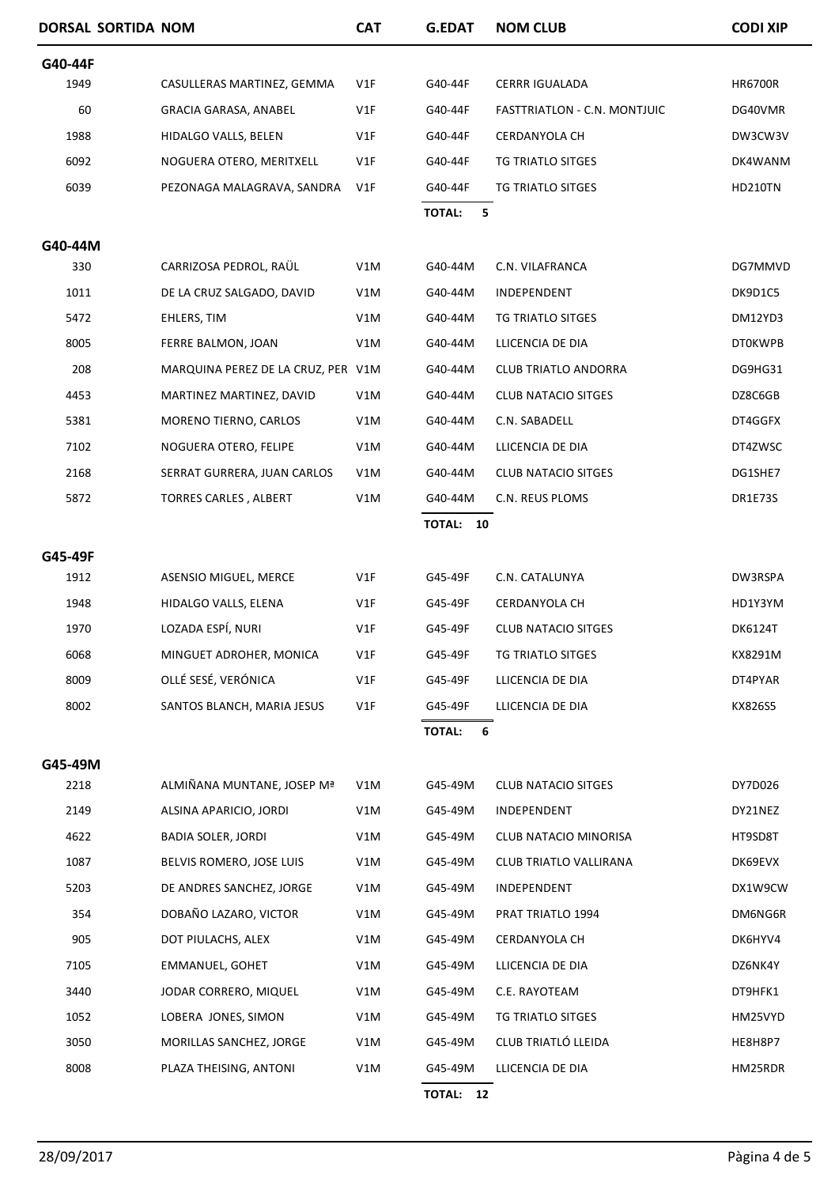| DORSAL | SORTIDA | NOM | CAT | G.EDAT | NOM CLUB | CODI XIP |
|---|---|---|---|---|---|---|
| **G40-44F** | | | | | | |
| 1949 | | CASULLERAS MARTINEZ, GEMMA | V1F | G40-44F | CERRR IGUALADA | HR6700R |
| 60 | | GRACIA GARASA, ANABEL | V1F | G40-44F | FASTTRIATLON - C.N. MONTJUIC | DG40VMR |
| 1988 | | HIDALGO VALLS, BELEN | V1F | G40-44F | CERDANYOLA CH | DW3CW3V |
| 6092 | | NOGUERA OTERO, MERITXELL | V1F | G40-44F | TG TRIATLO SITGES | DK4WANM |
| 6039 | | PEZONAGA MALAGRAVA, SANDRA | V1F | G40-44F | TG TRIATLO SITGES | HD210TN |
| | | | | **TOTAL: 5** | | |
| **G40-44M** | | | | | | |
| 330 | | CARRIZOSA PEDROL, RAÜL | V1M | G40-44M | C.N. VILAFRANCA | DG7MMVD |
| 1011 | | DE LA CRUZ SALGADO, DAVID | V1M | G40-44M | INDEPENDENT | DK9D1C5 |
| 5472 | | EHLERS, TIM | V1M | G40-44M | TG TRIATLO SITGES | DM12YD3 |
| 8005 | | FERRE BALMON, JOAN | V1M | G40-44M | LLICENCIA DE DIA | DT0KWPB |
| 208 | | MARQUINA PEREZ DE LA CRUZ, PER | V1M | G40-44M | CLUB TRIATLO ANDORRA | DG9HG31 |
| 4453 | | MARTINEZ MARTINEZ, DAVID | V1M | G40-44M | CLUB NATACIO SITGES | DZ8C6GB |
| 5381 | | MORENO TIERNO, CARLOS | V1M | G40-44M | C.N. SABADELL | DT4GGFX |
| 7102 | | NOGUERA OTERO, FELIPE | V1M | G40-44M | LLICENCIA DE DIA | DT4ZWSC |
| 2168 | | SERRAT GURRERA, JUAN CARLOS | V1M | G40-44M | CLUB NATACIO SITGES | DG1SHE7 |
| 5872 | | TORRES CARLES , ALBERT | V1M | G40-44M | C.N. REUS PLOMS | DR1E73S |
| | | | | **TOTAL: 10** | | |
| **G45-49F** | | | | | | |
| 1912 | | ASENSIO MIGUEL, MERCE | V1F | G45-49F | C.N. CATALUNYA | DW3RSPA |
| 1948 | | HIDALGO VALLS, ELENA | V1F | G45-49F | CERDANYOLA CH | HD1Y3YM |
| 1970 | | LOZADA ESPÍ, NURI | V1F | G45-49F | CLUB NATACIO SITGES | DK6124T |
| 6068 | | MINGUET ADROHER, MONICA | V1F | G45-49F | TG TRIATLO SITGES | KX8291M |
| 8009 | | OLLÉ SESÉ, VERÓNICA | V1F | G45-49F | LLICENCIA DE DIA | DT4PYAR |
| 8002 | | SANTOS BLANCH, MARIA JESUS | V1F | G45-49F | LLICENCIA DE DIA | KX826S5 |
| | | | | **TOTAL: 6** | | |
| **G45-49M** | | | | | | |
| 2218 | | ALMIÑANA MUNTANE, JOSEP Mª | V1M | G45-49M | CLUB NATACIO SITGES | DY7D026 |
| 2149 | | ALSINA APARICIO, JORDI | V1M | G45-49M | INDEPENDENT | DY21NEZ |
| 4622 | | BADIA SOLER, JORDI | V1M | G45-49M | CLUB NATACIO MINORISA | HT9SD8T |
| 1087 | | BELVIS ROMERO, JOSE LUIS | V1M | G45-49M | CLUB TRIATLO VALLIRANA | DK69EVX |
| 5203 | | DE ANDRES SANCHEZ, JORGE | V1M | G45-49M | INDEPENDENT | DX1W9CW |
| 354 | | DOBAÑO LAZARO, VICTOR | V1M | G45-49M | PRAT TRIATLO 1994 | DM6NG6R |
| 905 | | DOT PIULACHS, ALEX | V1M | G45-49M | CERDANYOLA CH | DK6HYV4 |
| 7105 | | EMMANUEL, GOHET | V1M | G45-49M | LLICENCIA DE DIA | DZ6NK4Y |
| 3440 | | JODAR CORRERO, MIQUEL | V1M | G45-49M | C.E. RAYOTEAM | DT9HFK1 |
| 1052 | | LOBERA JONES, SIMON | V1M | G45-49M | TG TRIATLO SITGES | HM25VYD |
| 3050 | | MORILLAS SANCHEZ, JORGE | V1M | G45-49M | CLUB TRIATLÓ LLEIDA | HE8H8P7 |
| 8008 | | PLAZA THEISING, ANTONI | V1M | G45-49M | LLICENCIA DE DIA | HM25RDR |
| | | | | **TOTAL: 12** | | |

28/09/2017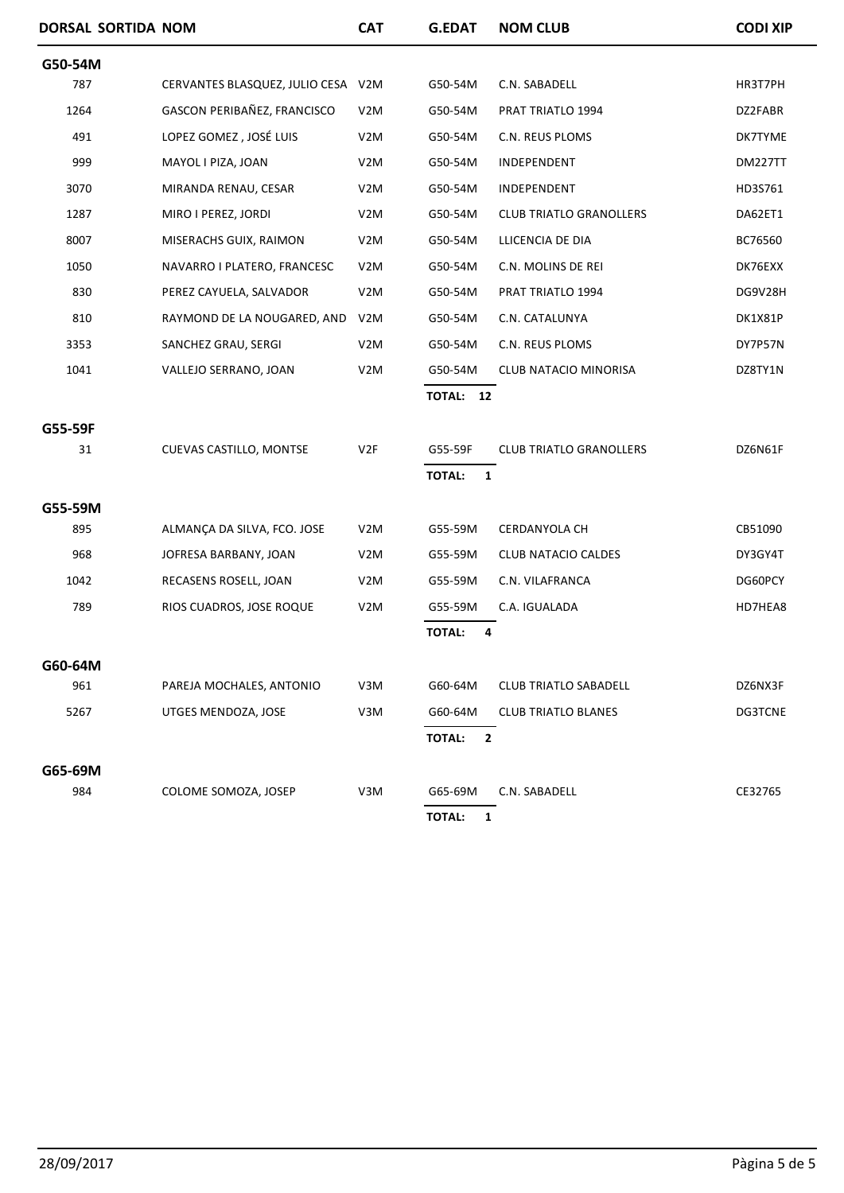| DORSAL SORTIDA | NOM | CAT | G.EDAT | NOM CLUB | CODI XIP |
|---|---|---|---|---|---|
| **G50-54M** | | | | | |
| 787 | CERVANTES BLASQUEZ, JULIO CESA | V2M | G50-54M | C.N. SABADELL | HR3T7PH |
| 1264 | GASCON PERIBAÑEZ, FRANCISCO | V2M | G50-54M | PRAT TRIATLO 1994 | DZ2FABR |
| 491 | LOPEZ GOMEZ , JOSÉ LUIS | V2M | G50-54M | C.N. REUS PLOMS | DK7TYME |
| 999 | MAYOL I PIZA, JOAN | V2M | G50-54M | INDEPENDENT | DM227TT |
| 3070 | MIRANDA RENAU, CESAR | V2M | G50-54M | INDEPENDENT | HD3S761 |
| 1287 | MIRO I PEREZ, JORDI | V2M | G50-54M | CLUB TRIATLO GRANOLLERS | DA62ET1 |
| 8007 | MISERACHS GUIX, RAIMON | V2M | G50-54M | LLICENCIA DE DIA | BC76560 |
| 1050 | NAVARRO I PLATERO, FRANCESC | V2M | G50-54M | C.N. MOLINS DE REI | DK76EXX |
| 830 | PEREZ CAYUELA, SALVADOR | V2M | G50-54M | PRAT TRIATLO 1994 | DG9V28H |
| 810 | RAYMOND DE LA NOUGARED, AND | V2M | G50-54M | C.N. CATALUNYA | DK1X81P |
| 3353 | SANCHEZ GRAU, SERGI | V2M | G50-54M | C.N. REUS PLOMS | DY7P57N |
| 1041 | VALLEJO SERRANO, JOAN | V2M | G50-54M | CLUB NATACIO MINORISA | DZ8TY1N |
| | | | **TOTAL: 12** | | |
| **G55-59F** | | | | | |
| 31 | CUEVAS CASTILLO, MONTSE | V2F | G55-59F | CLUB TRIATLO GRANOLLERS | DZ6N61F |
| | | | **TOTAL: 1** | | |
| **G55-59M** | | | | | |
| 895 | ALMANÇA DA SILVA, FCO. JOSE | V2M | G55-59M | CERDANYOLA CH | CB51090 |
| 968 | JOFRESA BARBANY, JOAN | V2M | G55-59M | CLUB NATACIO CALDES | DY3GY4T |
| 1042 | RECASENS ROSELL, JOAN | V2M | G55-59M | C.N. VILAFRANCA | DG60PCY |
| 789 | RIOS CUADROS, JOSE ROQUE | V2M | G55-59M | C.A. IGUALADA | HD7HEA8 |
| | | | **TOTAL: 4** | | |
| **G60-64M** | | | | | |
| 961 | PAREJA MOCHALES, ANTONIO | V3M | G60-64M | CLUB TRIATLO SABADELL | DZ6NX3F |
| 5267 | UTGES MENDOZA, JOSE | V3M | G60-64M | CLUB TRIATLO BLANES | DG3TCNE |
| | | | **TOTAL: 2** | | |
| **G65-69M** | | | | | |
| 984 | COLOME SOMOZA, JOSEP | V3M | G65-69M | C.N. SABADELL | CE32765 |
| | | | **TOTAL: 1** | | |

28/09/2017